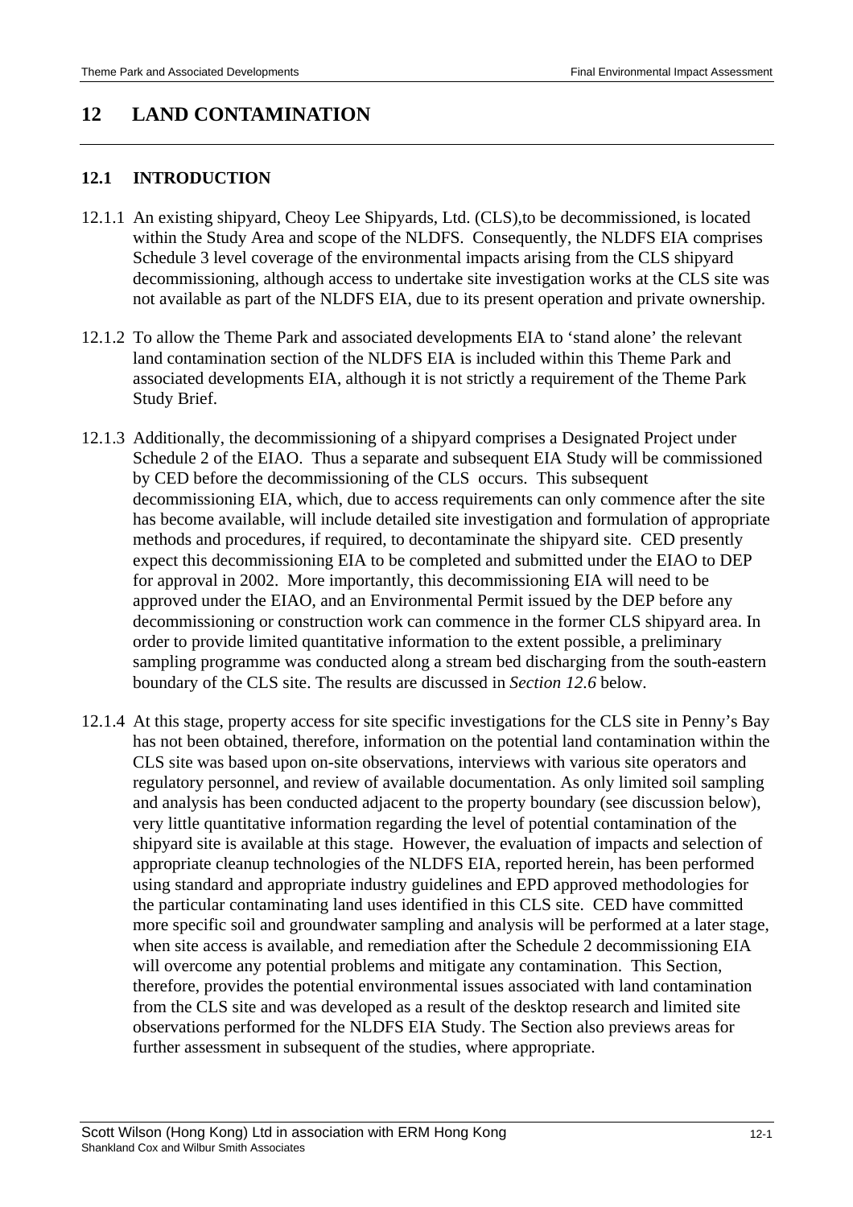# 12 LAND CONTAMINATION

## 12.1 INTRODUCTION

12.1.1 An existing shipyard, Cheoy Lee Shipyards, Ltd. (CLS),to be decommissioned, is located within the Study Area and scope of the NLDFS. Consequently, the NLDFS EIA comprises Schedule 3 level coverage of the environmental impacts arising from the CLS shipyard decommissioning, although access to undertake site investigation works at the CLS site was not available as part of the NLDFS EIA, due to its present operation and private ownership.

12.1.2 To allow the Theme Park and associated developments EIA to 'stand alone' the relevant land contamination section of the NLDFS EIA is included within this Theme Park and associated developments EIA, although it is not strictly a requirement of the Theme Park Study Brief.

12.1.3 Additionally, the decommissioning of a shipyard comprises a Designated Project under Schedule 2 of the EIAO. Thus a separate and subsequent EIA Study will be commissioned by CED before the decommissioning of the CLS occurs. This subsequent decommissioning EIA, which, due to access requirements can only commence after the site has become available, will include detailed site investigation and formulation of appropriate methods and procedures, if required, to decontaminate the shipyard site. CED presently expect this decommissioning EIA to be completed and submitted under the EIAO to DEP for approval in 2002. More importantly, this decommissioning EIA will need to be approved under the EIAO, and an Environmental Permit issued by the DEP before any decommissioning or construction work can commence in the former CLS shipyard area. In order to provide limited quantitative information to the extent possible, a preliminary sampling programme was conducted along a stream bed discharging from the south-eastern boundary of the CLS site. The results are discussed in *Section 12.6* below.

12.1.4 At this stage, property access for site specific investigations for the CLS site in Penny's Bay has not been obtained, therefore, information on the potential land contamination within the CLS site was based upon on-site observations, interviews with various site operators and regulatory personnel, and review of available documentation. As only limited soil sampling and analysis has been conducted adjacent to the property boundary (see discussion below), very little quantitative information regarding the level of potential contamination of the shipyard site is available at this stage. However, the evaluation of impacts and selection of appropriate cleanup technologies of the NLDFS EIA, reported herein, has been performed using standard and appropriate industry guidelines and EPD approved methodologies for the particular contaminating land uses identified in this CLS site. CED have committed more specific soil and groundwater sampling and analysis will be performed at a later stage, when site access is available, and remediation after the Schedule 2 decommissioning EIA will overcome any potential problems and mitigate any contamination. This Section, therefore, provides the potential environmental issues associated with land contamination from the CLS site and was developed as a result of the desktop research and limited site observations performed for the NLDFS EIA Study. The Section also previews areas for further assessment in subsequent of the studies, where appropriate.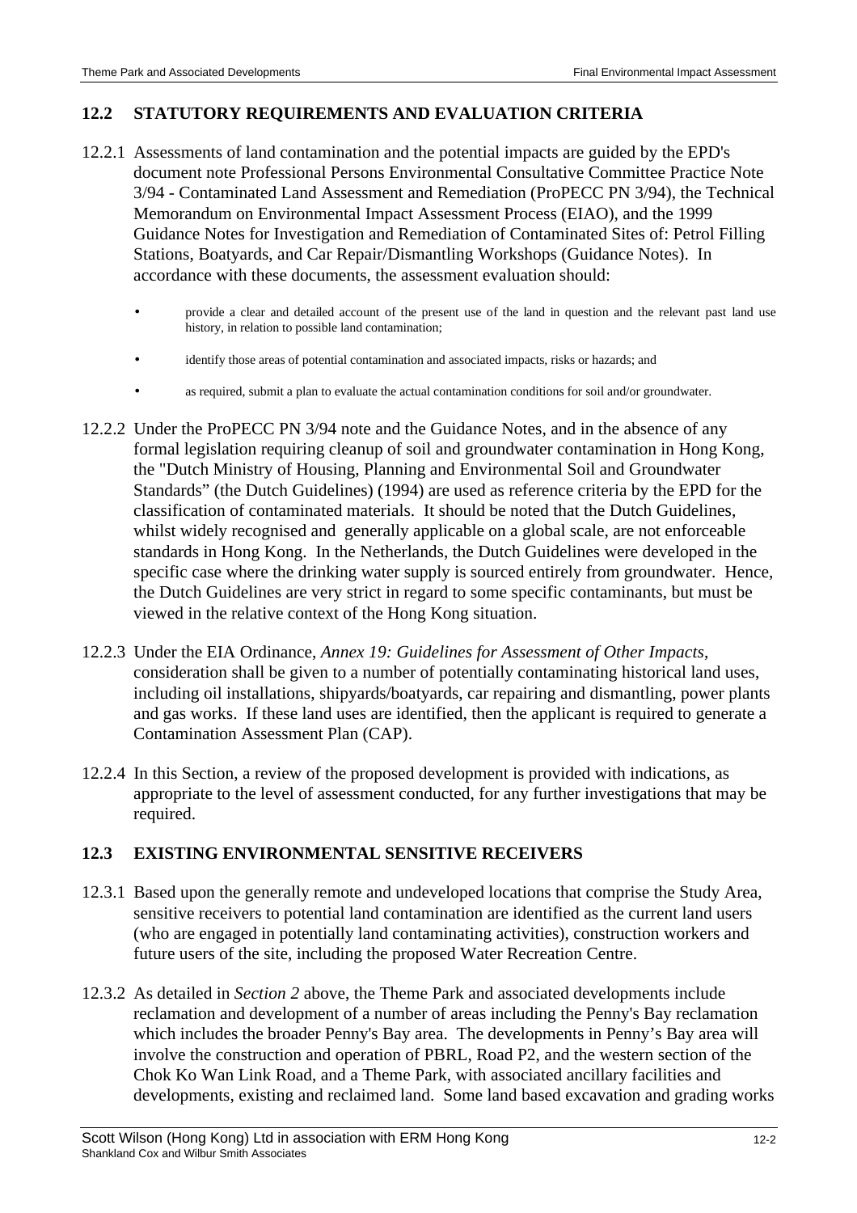## 12.2 STATUTORY REQUIREMENTS AND EVALUATION CRITERIA

12.2.1 Assessments of land contamination and the potential impacts are guided by the EPD's document note Professional Persons Environmental Consultative Committee Practice Note 3/94 - Contaminated Land Assessment and Remediation (ProPECC PN 3/94), the Technical Memorandum on Environmental Impact Assessment Process (EIAO), and the 1999 Guidance Notes for Investigation and Remediation of Contaminated Sites of: Petrol Filling Stations, Boatyards, and Car Repair/Dismantling Workshops (Guidance Notes). In accordance with these documents, the assessment evaluation should:

- provide a clear and detailed account of the present use of the land in question and the relevant past land use history, in relation to possible land contamination;
- identify those areas of potential contamination and associated impacts, risks or hazards; and
- as required, submit a plan to evaluate the actual contamination conditions for soil and/or groundwater.

12.2.2 Under the ProPECC PN 3/94 note and the Guidance Notes, and in the absence of any formal legislation requiring cleanup of soil and groundwater contamination in Hong Kong, the "Dutch Ministry of Housing, Planning and Environmental Soil and Groundwater Standards" (the Dutch Guidelines) (1994) are used as reference criteria by the EPD for the classification of contaminated materials. It should be noted that the Dutch Guidelines, whilst widely recognised and generally applicable on a global scale, are not enforceable standards in Hong Kong. In the Netherlands, the Dutch Guidelines were developed in the specific case where the drinking water supply is sourced entirely from groundwater. Hence, the Dutch Guidelines are very strict in regard to some specific contaminants, but must be viewed in the relative context of the Hong Kong situation.

12.2.3 Under the EIA Ordinance, *Annex 19: Guidelines for Assessment of Other Impacts*, consideration shall be given to a number of potentially contaminating historical land uses, including oil installations, shipyards/boatyards, car repairing and dismantling, power plants and gas works. If these land uses are identified, then the applicant is required to generate a Contamination Assessment Plan (CAP).

12.2.4 In this Section, a review of the proposed development is provided with indications, as appropriate to the level of assessment conducted, for any further investigations that may be required.

## 12.3 EXISTING ENVIRONMENTAL SENSITIVE RECEIVERS

12.3.1 Based upon the generally remote and undeveloped locations that comprise the Study Area, sensitive receivers to potential land contamination are identified as the current land users (who are engaged in potentially land contaminating activities), construction workers and future users of the site, including the proposed Water Recreation Centre.

12.3.2 As detailed in *Section 2* above, the Theme Park and associated developments include reclamation and development of a number of areas including the Penny's Bay reclamation which includes the broader Penny's Bay area. The developments in Penny's Bay area will involve the construction and operation of PBRL, Road P2, and the western section of the Chok Ko Wan Link Road, and a Theme Park, with associated ancillary facilities and developments, existing and reclaimed land. Some land based excavation and grading works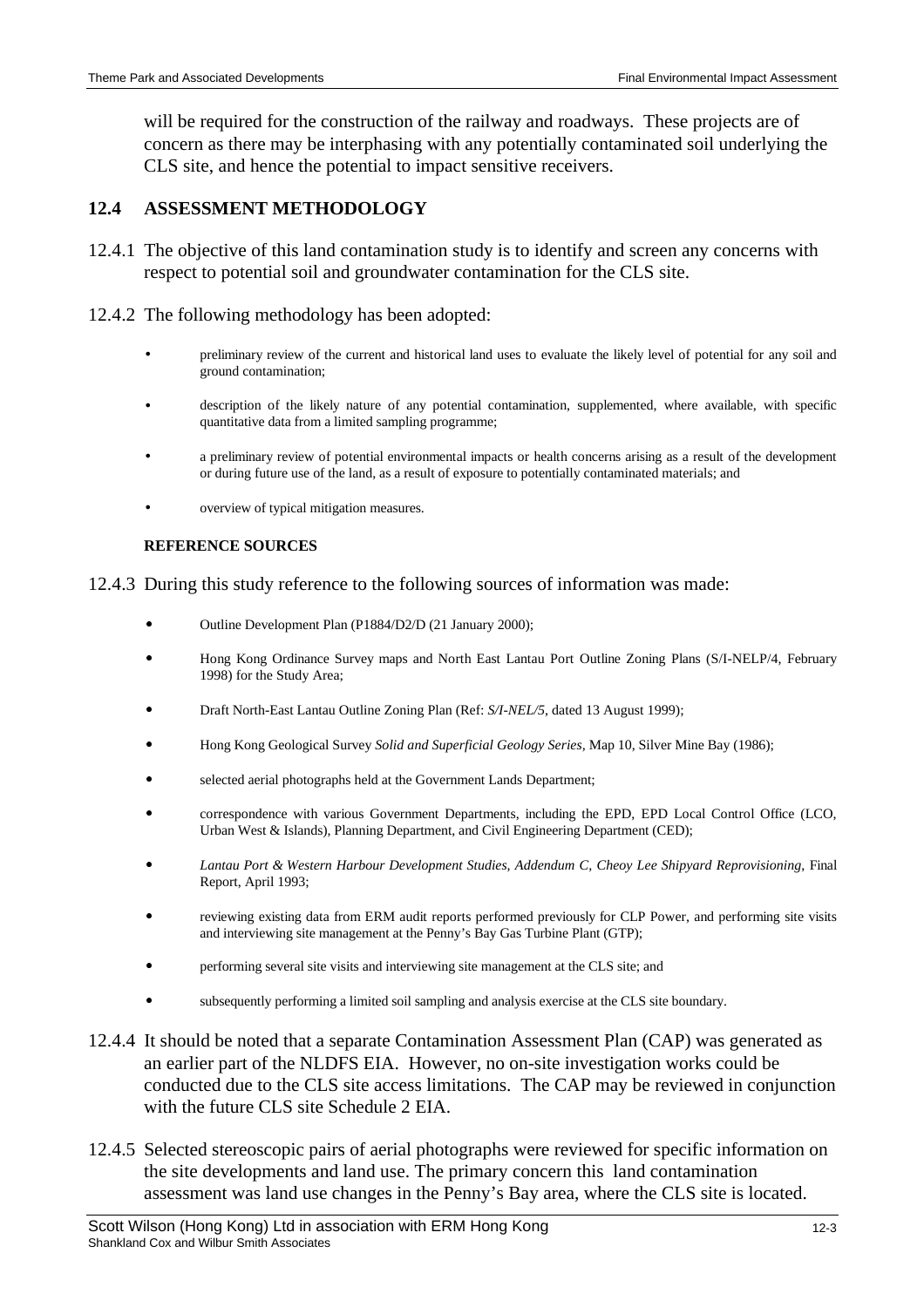will be required for the construction of the railway and roadways. These projects are of concern as there may be interphasing with any potentially contaminated soil underlying the CLS site, and hence the potential to impact sensitive receivers.

## 12.4 ASSESSMENT METHODOLOGY

12.4.1 The objective of this land contamination study is to identify and screen any concerns with respect to potential soil and groundwater contamination for the CLS site.

12.4.2 The following methodology has been adopted:

- preliminary review of the current and historical land uses to evaluate the likely level of potential for any soil and ground contamination;
- description of the likely nature of any potential contamination, supplemented, where available, with specific quantitative data from a limited sampling programme;
- a preliminary review of potential environmental impacts or health concerns arising as a result of the development or during future use of the land, as a result of exposure to potentially contaminated materials; and
- overview of typical mitigation measures.

### REFERENCE SOURCES

12.4.3 During this study reference to the following sources of information was made:

- Outline Development Plan (P1884/D2/D (21 January 2000);
- Hong Kong Ordinance Survey maps and North East Lantau Port Outline Zoning Plans (S/I-NELP/4, February 1998) for the Study Area;
- Draft North-East Lantau Outline Zoning Plan (Ref: *S/I-NEL/5*, dated 13 August 1999);
- Hong Kong Geological Survey *Solid and Superficial Geology Series*, Map 10, Silver Mine Bay (1986);
- selected aerial photographs held at the Government Lands Department;
- correspondence with various Government Departments, including the EPD, EPD Local Control Office (LCO, Urban West & Islands), Planning Department, and Civil Engineering Department (CED);
- *Lantau Port & Western Harbour Development Studies, Addendum C, Cheoy Lee Shipyard Reprovisioning*, Final Report, April 1993;
- reviewing existing data from ERM audit reports performed previously for CLP Power, and performing site visits and interviewing site management at the Penny's Bay Gas Turbine Plant (GTP);
- performing several site visits and interviewing site management at the CLS site; and
- subsequently performing a limited soil sampling and analysis exercise at the CLS site boundary.

12.4.4 It should be noted that a separate Contamination Assessment Plan (CAP) was generated as an earlier part of the NLDFS EIA. However, no on-site investigation works could be conducted due to the CLS site access limitations. The CAP may be reviewed in conjunction with the future CLS site Schedule 2 EIA.

12.4.5 Selected stereoscopic pairs of aerial photographs were reviewed for specific information on the site developments and land use. The primary concern this land contamination assessment was land use changes in the Penny's Bay area, where the CLS site is located.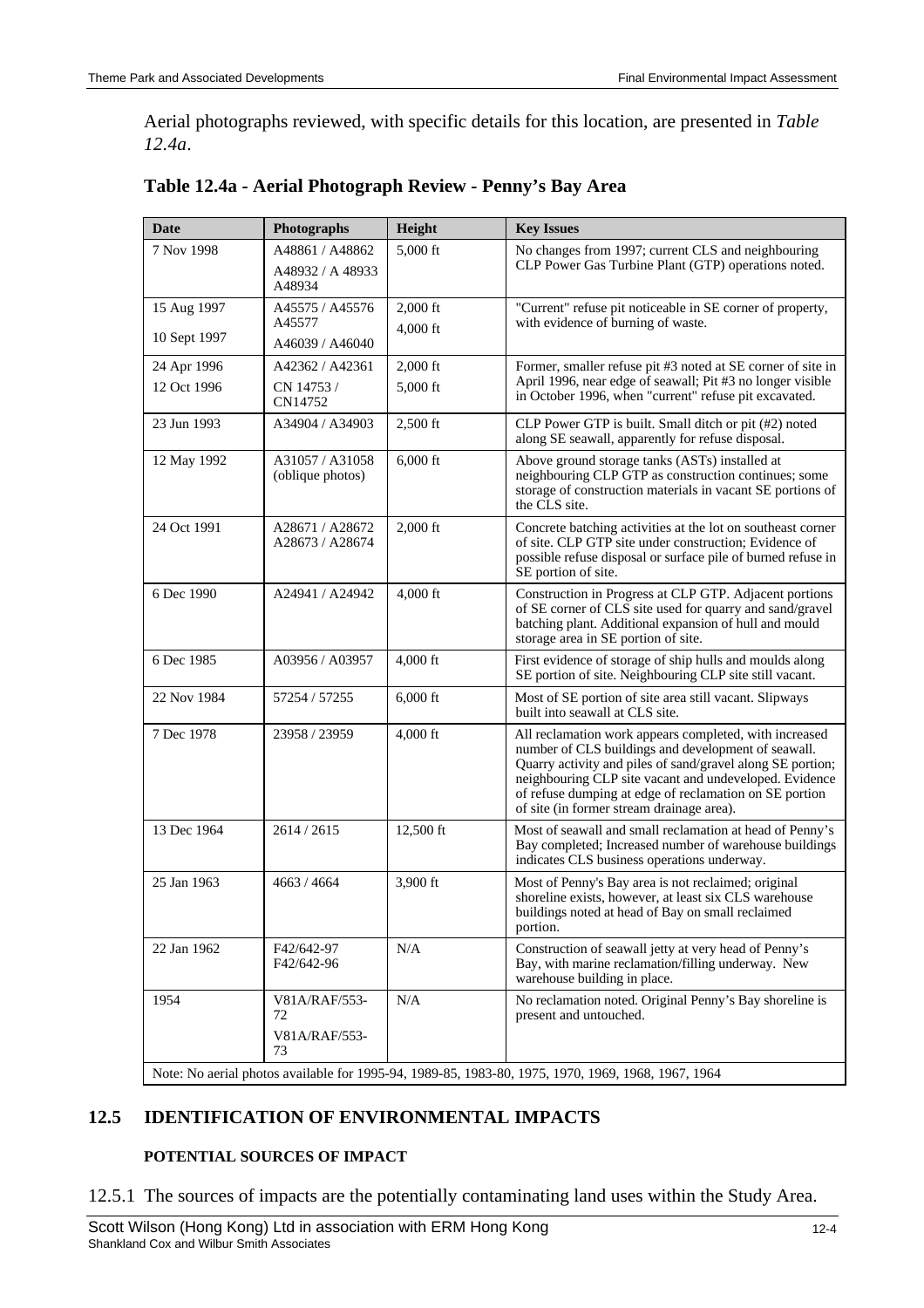Aerial photographs reviewed, with specific details for this location, are presented in *Table 12.4a*.

### Table 12.4a - Aerial Photograph Review - Penny's Bay Area

| Date | Photographs | Height | Key Issues |
|---|---|---|---|
| 7 Nov 1998 | A48861 / A48862<br>A48932 / A 48933 A48934 | 5,000 ft | No changes from 1997; current CLS and neighbouring CLP Power Gas Turbine Plant (GTP) operations noted. |
| 15 Aug 1997<br>10 Sept 1997 | A45575 / A45576 A45577<br>A46039 / A46040 | 2,000 ft<br>4,000 ft | "Current" refuse pit noticeable in SE corner of property, with evidence of burning of waste. |
| 24 Apr 1996<br>12 Oct 1996 | A42362 / A42361<br>CN 14753 / CN14752 | 2,000 ft<br>5,000 ft | Former, smaller refuse pit #3 noted at SE corner of site in April 1996, near edge of seawall; Pit #3 no longer visible in October 1996, when "current" refuse pit excavated. |
| 23 Jun 1993 | A34904 / A34903 | 2,500 ft | CLP Power GTP is built. Small ditch or pit (#2) noted along SE seawall, apparently for refuse disposal. |
| 12 May 1992 | A31057 / A31058 (oblique photos) | 6,000 ft | Above ground storage tanks (ASTs) installed at neighbouring CLP GTP as construction continues; some storage of construction materials in vacant SE portions of the CLS site. |
| 24 Oct 1991 | A28671 / A28672 A28673 / A28674 | 2,000 ft | Concrete batching activities at the lot on southeast corner of site. CLP GTP site under construction; Evidence of possible refuse disposal or surface pile of burned refuse in SE portion of site. |
| 6 Dec 1990 | A24941 / A24942 | 4,000 ft | Construction in Progress at CLP GTP. Adjacent portions of SE corner of CLS site used for quarry and sand/gravel batching plant. Additional expansion of hull and mould storage area in SE portion of site. |
| 6 Dec 1985 | A03956 / A03957 | 4,000 ft | First evidence of storage of ship hulls and moulds along SE portion of site. Neighbouring CLP site still vacant. |
| 22 Nov 1984 | 57254 / 57255 | 6,000 ft | Most of SE portion of site area still vacant. Slipways built into seawall at CLS site. |
| 7 Dec 1978 | 23958 / 23959 | 4,000 ft | All reclamation work appears completed, with increased number of CLS buildings and development of seawall. Quarry activity and piles of sand/gravel along SE portion; neighbouring CLP site vacant and undeveloped. Evidence of refuse dumping at edge of reclamation on SE portion of site (in former stream drainage area). |
| 13 Dec 1964 | 2614 / 2615 | 12,500 ft | Most of seawall and small reclamation at head of Penny's Bay completed; Increased number of warehouse buildings indicates CLS business operations underway. |
| 25 Jan 1963 | 4663 / 4664 | 3,900 ft | Most of Penny's Bay area is not reclaimed; original shoreline exists, however, at least six CLS warehouse buildings noted at head of Bay on small reclaimed portion. |
| 22 Jan 1962 | F42/642-97 F42/642-96 | N/A | Construction of seawall jetty at very head of Penny's Bay, with marine reclamation/filling underway. New warehouse building in place. |
| 1954 | V81A/RAF/553-72<br>V81A/RAF/553-73 | N/A | No reclamation noted. Original Penny's Bay shoreline is present and untouched. |
| Note: No aerial photos available for 1995-94, 1989-85, 1983-80, 1975, 1970, 1969, 1968, 1967, 1964 | | | |

## 12.5 IDENTIFICATION OF ENVIRONMENTAL IMPACTS

#### POTENTIAL SOURCES OF IMPACT

12.5.1 The sources of impacts are the potentially contaminating land uses within the Study Area.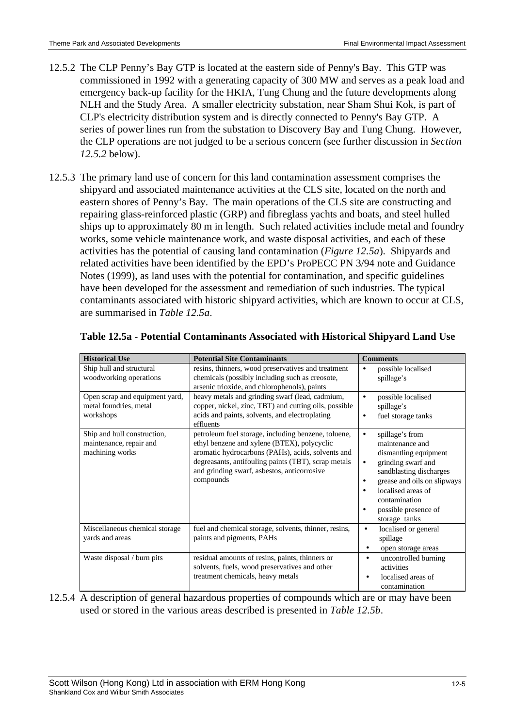12.5.2 The CLP Penny's Bay GTP is located at the eastern side of Penny's Bay. This GTP was commissioned in 1992 with a generating capacity of 300 MW and serves as a peak load and emergency back-up facility for the HKIA, Tung Chung and the future developments along NLH and the Study Area. A smaller electricity substation, near Sham Shui Kok, is part of CLP's electricity distribution system and is directly connected to Penny's Bay GTP. A series of power lines run from the substation to Discovery Bay and Tung Chung. However, the CLP operations are not judged to be a serious concern (see further discussion in *Section 12.5.2* below).

12.5.3 The primary land use of concern for this land contamination assessment comprises the shipyard and associated maintenance activities at the CLS site, located on the north and eastern shores of Penny's Bay. The main operations of the CLS site are constructing and repairing glass-reinforced plastic (GRP) and fibreglass yachts and boats, and steel hulled ships up to approximately 80 m in length. Such related activities include metal and foundry works, some vehicle maintenance work, and waste disposal activities, and each of these activities has the potential of causing land contamination (*Figure 12.5a*). Shipyards and related activities have been identified by the EPD's ProPECC PN 3/94 note and Guidance Notes (1999), as land uses with the potential for contamination, and specific guidelines have been developed for the assessment and remediation of such industries. The typical contaminants associated with historic shipyard activities, which are known to occur at CLS, are summarised in *Table 12.5a*.

**Table 12.5a - Potential Contaminants Associated with Historical Shipyard Land Use**

| Historical Use | Potential Site Contaminants | Comments |
|---|---|---|
| Ship hull and structural woodworking operations | resins, thinners, wood preservatives and treatment chemicals (possibly including such as creosote, arsenic trioxide, and chlorophenols), paints | • possible localised spillage's |
| Open scrap and equipment yard, metal foundries, metal workshops | heavy metals and grinding swarf (lead, cadmium, copper, nickel, zinc, TBT) and cutting oils, possible acids and paints, solvents, and electroplating effluents | • possible localised spillage's<br>• fuel storage tanks |
| Ship and hull construction, maintenance, repair and machining works | petroleum fuel storage, including benzene, toluene, ethyl benzene and xylene (BTEX), polycyclic aromatic hydrocarbons (PAHs), acids, solvents and degreasants, antifouling paints (TBT), scrap metals and grinding swarf, asbestos, anticorrosive compounds | • spillage's from maintenance and dismantling equipment<br>• grinding swarf and sandblasting discharges<br>• grease and oils on slipways<br>• localised areas of contamination<br>• possible presence of storage tanks |
| Miscellaneous chemical storage yards and areas | fuel and chemical storage, solvents, thinner, resins, paints and pigments, PAHs | • localised or general spillage<br>• open storage areas |
| Waste disposal / burn pits | residual amounts of resins, paints, thinners or solvents, fuels, wood preservatives and other treatment chemicals, heavy metals | • uncontrolled burning activities<br>• localised areas of contamination |

12.5.4 A description of general hazardous properties of compounds which are or may have been used or stored in the various areas described is presented in *Table 12.5b*.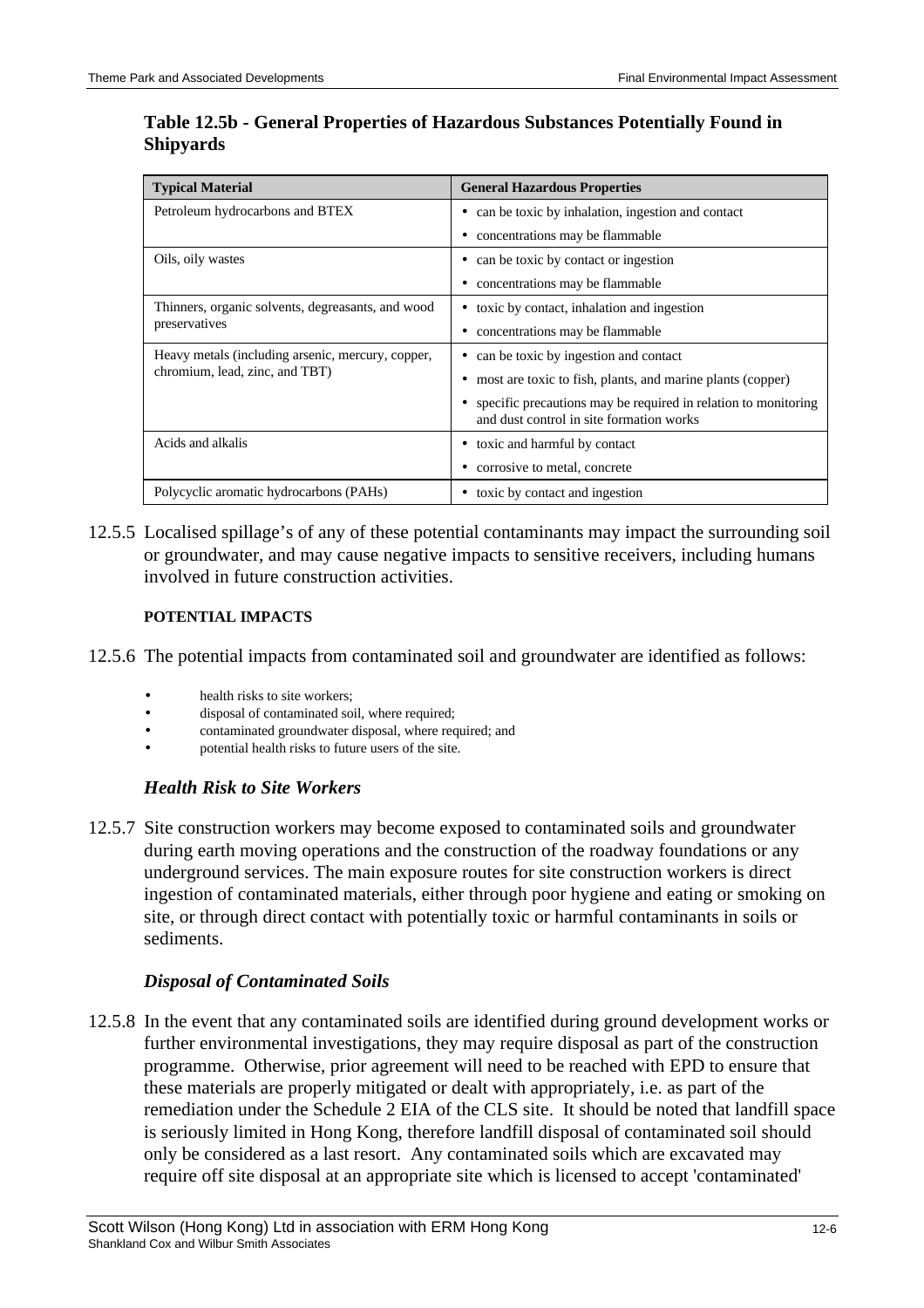**Table 12.5b - General Properties of Hazardous Substances Potentially Found in Shipyards**

| Typical Material | General Hazardous Properties |
|---|---|
| Petroleum hydrocarbons and BTEX | • can be toxic by inhalation, ingestion and contact<br>• concentrations may be flammable |
| Oils, oily wastes | • can be toxic by contact or ingestion<br>• concentrations may be flammable |
| Thinners, organic solvents, degreasants, and wood preservatives | • toxic by contact, inhalation and ingestion<br>• concentrations may be flammable |
| Heavy metals (including arsenic, mercury, copper, chromium, lead, zinc, and TBT) | • can be toxic by ingestion and contact<br>• most are toxic to fish, plants, and marine plants (copper)<br>• specific precautions may be required in relation to monitoring and dust control in site formation works |
| Acids and alkalis | • toxic and harmful by contact<br>• corrosive to metal, concrete |
| Polycyclic aromatic hydrocarbons (PAHs) | • toxic by contact and ingestion |

12.5.5 Localised spillage's of any of these potential contaminants may impact the surrounding soil or groundwater, and may cause negative impacts to sensitive receivers, including humans involved in future construction activities.

**POTENTIAL IMPACTS**

12.5.6 The potential impacts from contaminated soil and groundwater are identified as follows:

- health risks to site workers;
- disposal of contaminated soil, where required;
- contaminated groundwater disposal, where required; and
- potential health risks to future users of the site.

### *Health Risk to Site Workers*

12.5.7 Site construction workers may become exposed to contaminated soils and groundwater during earth moving operations and the construction of the roadway foundations or any underground services. The main exposure routes for site construction workers is direct ingestion of contaminated materials, either through poor hygiene and eating or smoking on site, or through direct contact with potentially toxic or harmful contaminants in soils or sediments.

### *Disposal of Contaminated Soils*

12.5.8 In the event that any contaminated soils are identified during ground development works or further environmental investigations, they may require disposal as part of the construction programme. Otherwise, prior agreement will need to be reached with EPD to ensure that these materials are properly mitigated or dealt with appropriately, i.e. as part of the remediation under the Schedule 2 EIA of the CLS site. It should be noted that landfill space is seriously limited in Hong Kong, therefore landfill disposal of contaminated soil should only be considered as a last resort. Any contaminated soils which are excavated may require off site disposal at an appropriate site which is licensed to accept 'contaminated'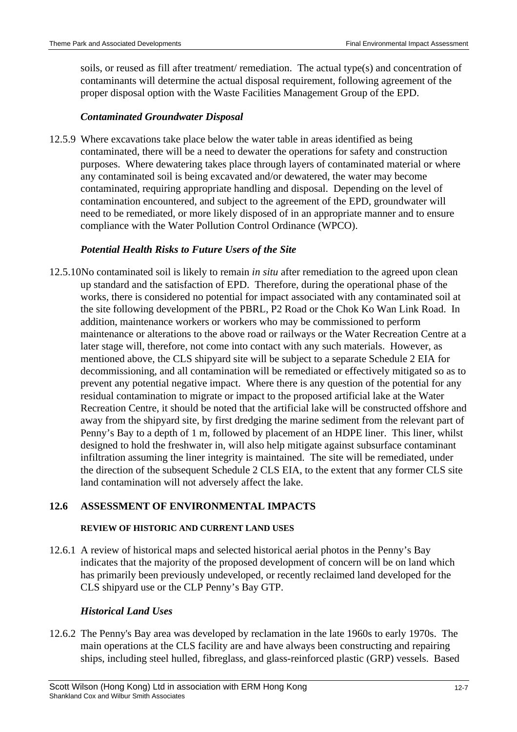soils, or reused as fill after treatment/ remediation. The actual type(s) and concentration of contaminants will determine the actual disposal requirement, following agreement of the proper disposal option with the Waste Facilities Management Group of the EPD.

### *Contaminated Groundwater Disposal*

12.5.9 Where excavations take place below the water table in areas identified as being contaminated, there will be a need to dewater the operations for safety and construction purposes. Where dewatering takes place through layers of contaminated material or where any contaminated soil is being excavated and/or dewatered, the water may become contaminated, requiring appropriate handling and disposal. Depending on the level of contamination encountered, and subject to the agreement of the EPD, groundwater will need to be remediated, or more likely disposed of in an appropriate manner and to ensure compliance with the Water Pollution Control Ordinance (WPCO).

### *Potential Health Risks to Future Users of the Site*

12.5.10 No contaminated soil is likely to remain *in situ* after remediation to the agreed upon clean up standard and the satisfaction of EPD. Therefore, during the operational phase of the works, there is considered no potential for impact associated with any contaminated soil at the site following development of the PBRL, P2 Road or the Chok Ko Wan Link Road. In addition, maintenance workers or workers who may be commissioned to perform maintenance or alterations to the above road or railways or the Water Recreation Centre at a later stage will, therefore, not come into contact with any such materials. However, as mentioned above, the CLS shipyard site will be subject to a separate Schedule 2 EIA for decommissioning, and all contamination will be remediated or effectively mitigated so as to prevent any potential negative impact. Where there is any question of the potential for any residual contamination to migrate or impact to the proposed artificial lake at the Water Recreation Centre, it should be noted that the artificial lake will be constructed offshore and away from the shipyard site, by first dredging the marine sediment from the relevant part of Penny's Bay to a depth of 1 m, followed by placement of an HDPE liner. This liner, whilst designed to hold the freshwater in, will also help mitigate against subsurface contaminant infiltration assuming the liner integrity is maintained. The site will be remediated, under the direction of the subsequent Schedule 2 CLS EIA, to the extent that any former CLS site land contamination will not adversely affect the lake.

## 12.6 ASSESSMENT OF ENVIRONMENTAL IMPACTS

#### REVIEW OF HISTORIC AND CURRENT LAND USES

12.6.1 A review of historical maps and selected historical aerial photos in the Penny's Bay indicates that the majority of the proposed development of concern will be on land which has primarily been previously undeveloped, or recently reclaimed land developed for the CLS shipyard use or the CLP Penny's Bay GTP.

### *Historical Land Uses*

12.6.2 The Penny's Bay area was developed by reclamation in the late 1960s to early 1970s. The main operations at the CLS facility are and have always been constructing and repairing ships, including steel hulled, fibreglass, and glass-reinforced plastic (GRP) vessels. Based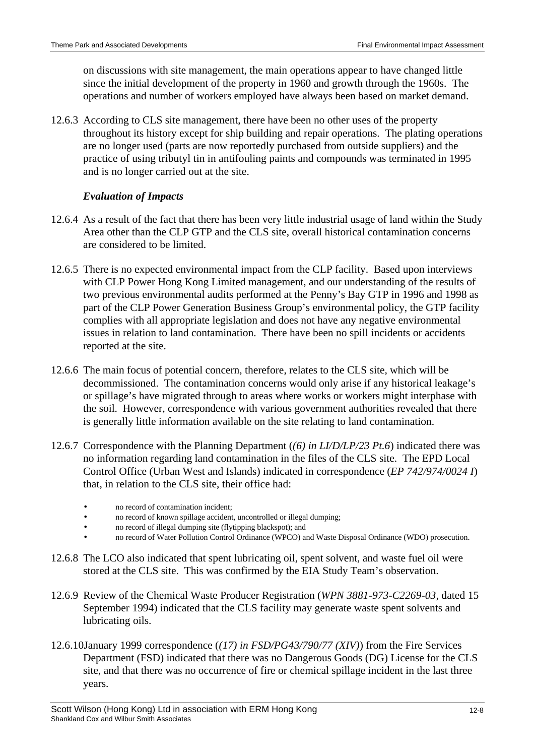on discussions with site management, the main operations appear to have changed little since the initial development of the property in 1960 and growth through the 1960s. The operations and number of workers employed have always been based on market demand.

12.6.3 According to CLS site management, there have been no other uses of the property throughout its history except for ship building and repair operations. The plating operations are no longer used (parts are now reportedly purchased from outside suppliers) and the practice of using tributyl tin in antifouling paints and compounds was terminated in 1995 and is no longer carried out at the site.

***Evaluation of Impacts***

12.6.4 As a result of the fact that there has been very little industrial usage of land within the Study Area other than the CLP GTP and the CLS site, overall historical contamination concerns are considered to be limited.

12.6.5 There is no expected environmental impact from the CLP facility. Based upon interviews with CLP Power Hong Kong Limited management, and our understanding of the results of two previous environmental audits performed at the Penny's Bay GTP in 1996 and 1998 as part of the CLP Power Generation Business Group's environmental policy, the GTP facility complies with all appropriate legislation and does not have any negative environmental issues in relation to land contamination. There have been no spill incidents or accidents reported at the site.

12.6.6 The main focus of potential concern, therefore, relates to the CLS site, which will be decommissioned. The contamination concerns would only arise if any historical leakage's or spillage's have migrated through to areas where works or workers might interphase with the soil. However, correspondence with various government authorities revealed that there is generally little information available on the site relating to land contamination.

12.6.7 Correspondence with the Planning Department (*(6) in LI/D/LP/23 Pt.6*) indicated there was no information regarding land contamination in the files of the CLS site. The EPD Local Control Office (Urban West and Islands) indicated in correspondence (*EP 742/974/0024 I*) that, in relation to the CLS site, their office had:

- no record of contamination incident;
- no record of known spillage accident, uncontrolled or illegal dumping;
- no record of illegal dumping site (flytipping blackspot); and
- no record of Water Pollution Control Ordinance (WPCO) and Waste Disposal Ordinance (WDO) prosecution.

12.6.8 The LCO also indicated that spent lubricating oil, spent solvent, and waste fuel oil were stored at the CLS site. This was confirmed by the EIA Study Team's observation.

12.6.9 Review of the Chemical Waste Producer Registration (*WPN 3881-973-C2269-03*, dated 15 September 1994) indicated that the CLS facility may generate waste spent solvents and lubricating oils.

12.6.10 January 1999 correspondence (*(17) in FSD/PG43/790/77 (XIV)*) from the Fire Services Department (FSD) indicated that there was no Dangerous Goods (DG) License for the CLS site, and that there was no occurrence of fire or chemical spillage incident in the last three years.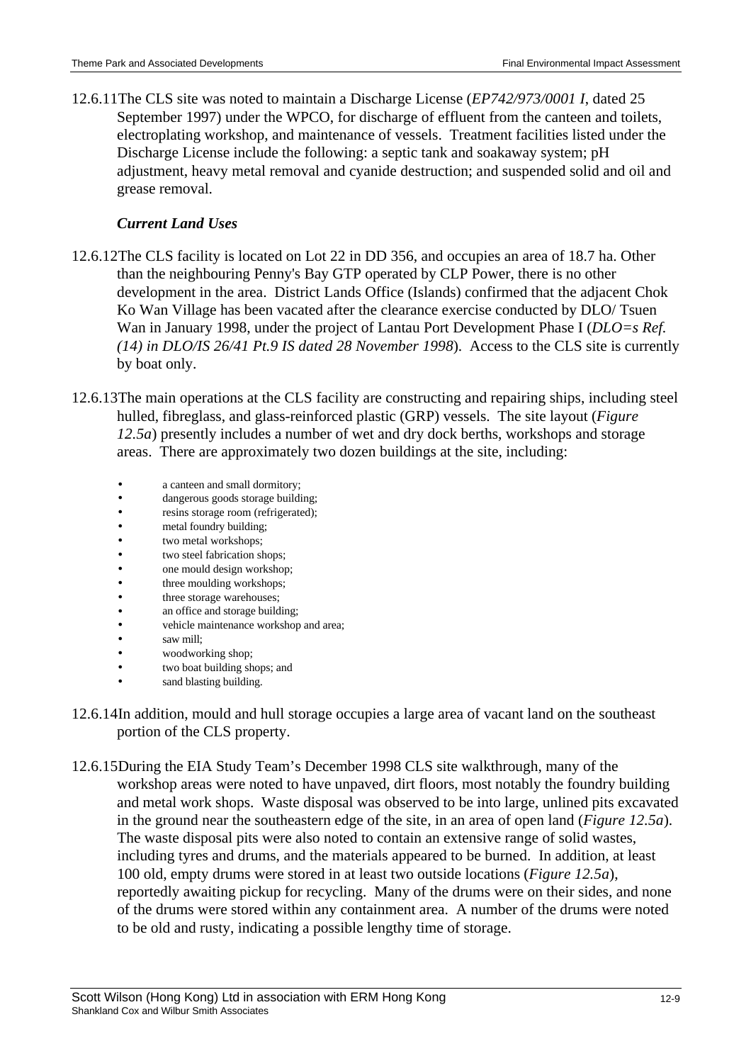12.6.11 The CLS site was noted to maintain a Discharge License (*EP742/973/0001 I*, dated 25 September 1997) under the WPCO, for discharge of effluent from the canteen and toilets, electroplating workshop, and maintenance of vessels. Treatment facilities listed under the Discharge License include the following: a septic tank and soakaway system; pH adjustment, heavy metal removal and cyanide destruction; and suspended solid and oil and grease removal.

### *Current Land Uses*

12.6.12 The CLS facility is located on Lot 22 in DD 356, and occupies an area of 18.7 ha. Other than the neighbouring Penny's Bay GTP operated by CLP Power, there is no other development in the area. District Lands Office (Islands) confirmed that the adjacent Chok Ko Wan Village has been vacated after the clearance exercise conducted by DLO/ Tsuen Wan in January 1998, under the project of Lantau Port Development Phase I (*DLO=s Ref. (14) in DLO/IS 26/41 Pt.9 IS dated 28 November 1998*). Access to the CLS site is currently by boat only.

12.6.13 The main operations at the CLS facility are constructing and repairing ships, including steel hulled, fibreglass, and glass-reinforced plastic (GRP) vessels. The site layout (*Figure 12.5a*) presently includes a number of wet and dry dock berths, workshops and storage areas. There are approximately two dozen buildings at the site, including:

- a canteen and small dormitory;
- dangerous goods storage building;
- resins storage room (refrigerated);
- metal foundry building;
- two metal workshops;
- two steel fabrication shops;
- one mould design workshop;
- three moulding workshops;
- three storage warehouses;
- an office and storage building;
- vehicle maintenance workshop and area;
- saw mill;
- woodworking shop;
- two boat building shops; and
- sand blasting building.

12.6.14 In addition, mould and hull storage occupies a large area of vacant land on the southeast portion of the CLS property.

12.6.15 During the EIA Study Team's December 1998 CLS site walkthrough, many of the workshop areas were noted to have unpaved, dirt floors, most notably the foundry building and metal work shops. Waste disposal was observed to be into large, unlined pits excavated in the ground near the southeastern edge of the site, in an area of open land (*Figure 12.5a*). The waste disposal pits were also noted to contain an extensive range of solid wastes, including tyres and drums, and the materials appeared to be burned. In addition, at least 100 old, empty drums were stored in at least two outside locations (*Figure 12.5a*), reportedly awaiting pickup for recycling. Many of the drums were on their sides, and none of the drums were stored within any containment area. A number of the drums were noted to be old and rusty, indicating a possible lengthy time of storage.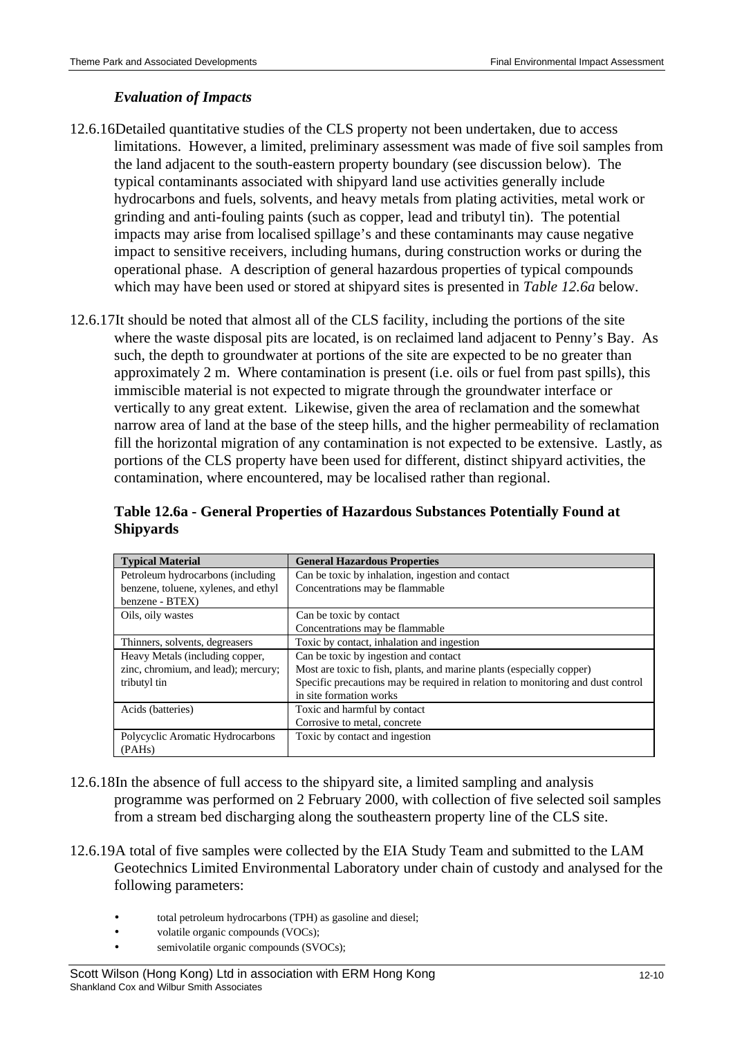### *Evaluation of Impacts*

12.6.16 Detailed quantitative studies of the CLS property not been undertaken, due to access limitations. However, a limited, preliminary assessment was made of five soil samples from the land adjacent to the south-eastern property boundary (see discussion below). The typical contaminants associated with shipyard land use activities generally include hydrocarbons and fuels, solvents, and heavy metals from plating activities, metal work or grinding and anti-fouling paints (such as copper, lead and tributyl tin). The potential impacts may arise from localised spillage's and these contaminants may cause negative impact to sensitive receivers, including humans, during construction works or during the operational phase. A description of general hazardous properties of typical compounds which may have been used or stored at shipyard sites is presented in *Table 12.6a* below.

12.6.17 It should be noted that almost all of the CLS facility, including the portions of the site where the waste disposal pits are located, is on reclaimed land adjacent to Penny's Bay. As such, the depth to groundwater at portions of the site are expected to be no greater than approximately 2 m. Where contamination is present (i.e. oils or fuel from past spills), this immiscible material is not expected to migrate through the groundwater interface or vertically to any great extent. Likewise, given the area of reclamation and the somewhat narrow area of land at the base of the steep hills, and the higher permeability of reclamation fill the horizontal migration of any contamination is not expected to be extensive. Lastly, as portions of the CLS property have been used for different, distinct shipyard activities, the contamination, where encountered, may be localised rather than regional.

**Table 12.6a - General Properties of Hazardous Substances Potentially Found at Shipyards**

| Typical Material | General Hazardous Properties |
|---|---|
| Petroleum hydrocarbons (including benzene, toluene, xylenes, and ethyl benzene - BTEX) | Can be toxic by inhalation, ingestion and contact<br>Concentrations may be flammable |
| Oils, oily wastes | Can be toxic by contact<br>Concentrations may be flammable |
| Thinners, solvents, degreasers | Toxic by contact, inhalation and ingestion |
| Heavy Metals (including copper, zinc, chromium, and lead); mercury; tributyl tin | Can be toxic by ingestion and contact<br>Most are toxic to fish, plants, and marine plants (especially copper)<br>Specific precautions may be required in relation to monitoring and dust control in site formation works |
| Acids (batteries) | Toxic and harmful by contact<br>Corrosive to metal, concrete |
| Polycyclic Aromatic Hydrocarbons (PAHs) | Toxic by contact and ingestion |

12.6.18 In the absence of full access to the shipyard site, a limited sampling and analysis programme was performed on 2 February 2000, with collection of five selected soil samples from a stream bed discharging along the southeastern property line of the CLS site.

12.6.19 A total of five samples were collected by the EIA Study Team and submitted to the LAM Geotechnics Limited Environmental Laboratory under chain of custody and analysed for the following parameters:

- total petroleum hydrocarbons (TPH) as gasoline and diesel;
- volatile organic compounds (VOCs);
- semivolatile organic compounds (SVOCs);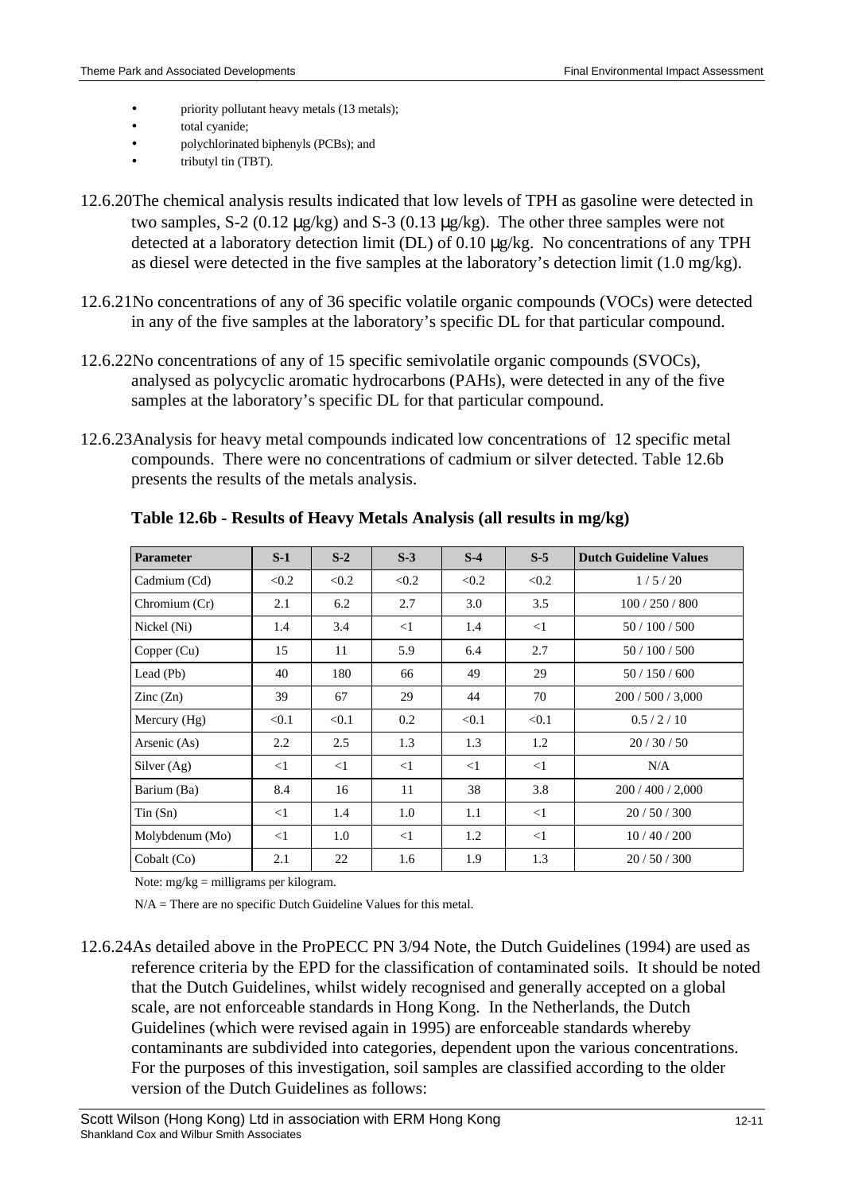- priority pollutant heavy metals (13 metals);
- total cyanide;
- polychlorinated biphenyls (PCBs); and
- tributyl tin (TBT).

12.6.20 The chemical analysis results indicated that low levels of TPH as gasoline were detected in two samples, S-2 (0.12 μg/kg) and S-3 (0.13 μg/kg). The other three samples were not detected at a laboratory detection limit (DL) of 0.10 μg/kg. No concentrations of any TPH as diesel were detected in the five samples at the laboratory's detection limit (1.0 mg/kg).

12.6.21 No concentrations of any of 36 specific volatile organic compounds (VOCs) were detected in any of the five samples at the laboratory's specific DL for that particular compound.

12.6.22 No concentrations of any of 15 specific semivolatile organic compounds (SVOCs), analysed as polycyclic aromatic hydrocarbons (PAHs), were detected in any of the five samples at the laboratory's specific DL for that particular compound.

12.6.23 Analysis for heavy metal compounds indicated low concentrations of 12 specific metal compounds. There were no concentrations of cadmium or silver detected. Table 12.6b presents the results of the metals analysis.

**Table 12.6b - Results of Heavy Metals Analysis (all results in mg/kg)**

| Parameter | S-1 | S-2 | S-3 | S-4 | S-5 | Dutch Guideline Values |
|---|---|---|---|---|---|---|
| Cadmium (Cd) | <0.2 | <0.2 | <0.2 | <0.2 | <0.2 | 1 / 5 / 20 |
| Chromium (Cr) | 2.1 | 6.2 | 2.7 | 3.0 | 3.5 | 100 / 250 / 800 |
| Nickel (Ni) | 1.4 | 3.4 | <1 | 1.4 | <1 | 50 / 100 / 500 |
| Copper (Cu) | 15 | 11 | 5.9 | 6.4 | 2.7 | 50 / 100 / 500 |
| Lead (Pb) | 40 | 180 | 66 | 49 | 29 | 50 / 150 / 600 |
| Zinc (Zn) | 39 | 67 | 29 | 44 | 70 | 200 / 500 / 3,000 |
| Mercury (Hg) | <0.1 | <0.1 | 0.2 | <0.1 | <0.1 | 0.5 / 2 / 10 |
| Arsenic (As) | 2.2 | 2.5 | 1.3 | 1.3 | 1.2 | 20 / 30 / 50 |
| Silver (Ag) | <1 | <1 | <1 | <1 | <1 | N/A |
| Barium (Ba) | 8.4 | 16 | 11 | 38 | 3.8 | 200 / 400 / 2,000 |
| Tin (Sn) | <1 | 1.4 | 1.0 | 1.1 | <1 | 20 / 50 / 300 |
| Molybdenum (Mo) | <1 | 1.0 | <1 | 1.2 | <1 | 10 / 40 / 200 |
| Cobalt (Co) | 2.1 | 22 | 1.6 | 1.9 | 1.3 | 20 / 50 / 300 |

Note: mg/kg = milligrams per kilogram.

N/A = There are no specific Dutch Guideline Values for this metal.

12.6.24 As detailed above in the ProPECC PN 3/94 Note, the Dutch Guidelines (1994) are used as reference criteria by the EPD for the classification of contaminated soils. It should be noted that the Dutch Guidelines, whilst widely recognised and generally accepted on a global scale, are not enforceable standards in Hong Kong. In the Netherlands, the Dutch Guidelines (which were revised again in 1995) are enforceable standards whereby contaminants are subdivided into categories, dependent upon the various concentrations. For the purposes of this investigation, soil samples are classified according to the older version of the Dutch Guidelines as follows: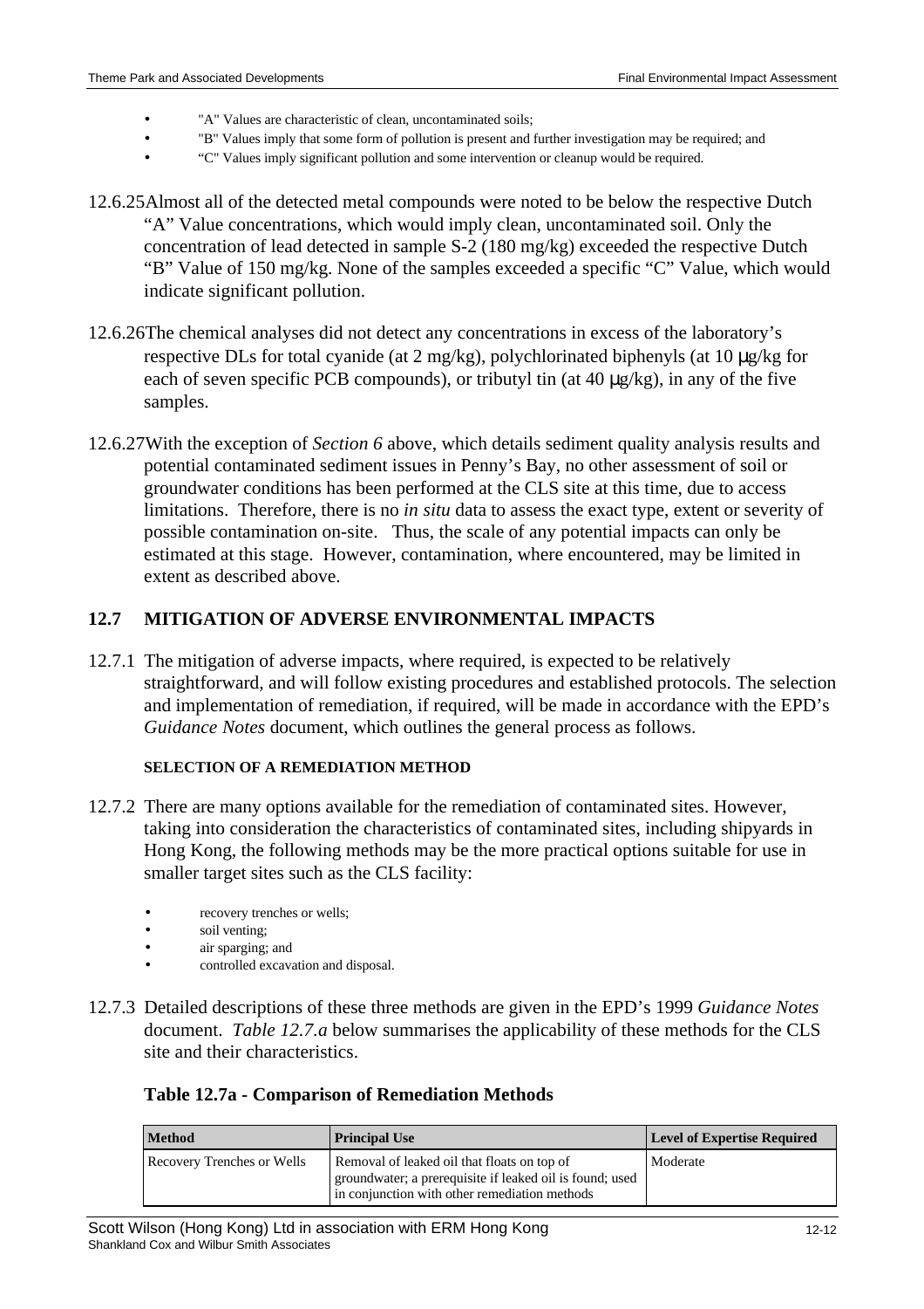- "A" Values are characteristic of clean, uncontaminated soils;
- "B" Values imply that some form of pollution is present and further investigation may be required; and
- "C" Values imply significant pollution and some intervention or cleanup would be required.

12.6.25 Almost all of the detected metal compounds were noted to be below the respective Dutch "A" Value concentrations, which would imply clean, uncontaminated soil. Only the concentration of lead detected in sample S-2 (180 mg/kg) exceeded the respective Dutch "B" Value of 150 mg/kg. None of the samples exceeded a specific "C" Value, which would indicate significant pollution.

12.6.26 The chemical analyses did not detect any concentrations in excess of the laboratory's respective DLs for total cyanide (at 2 mg/kg), polychlorinated biphenyls (at 10 μg/kg for each of seven specific PCB compounds), or tributyl tin (at 40 μg/kg), in any of the five samples.

12.6.27 With the exception of *Section 6* above, which details sediment quality analysis results and potential contaminated sediment issues in Penny's Bay, no other assessment of soil or groundwater conditions has been performed at the CLS site at this time, due to access limitations. Therefore, there is no *in situ* data to assess the exact type, extent or severity of possible contamination on-site. Thus, the scale of any potential impacts can only be estimated at this stage. However, contamination, where encountered, may be limited in extent as described above.

## 12.7 MITIGATION OF ADVERSE ENVIRONMENTAL IMPACTS

12.7.1 The mitigation of adverse impacts, where required, is expected to be relatively straightforward, and will follow existing procedures and established protocols. The selection and implementation of remediation, if required, will be made in accordance with the EPD's *Guidance Notes* document, which outlines the general process as follows.

#### SELECTION OF A REMEDIATION METHOD

12.7.2 There are many options available for the remediation of contaminated sites. However, taking into consideration the characteristics of contaminated sites, including shipyards in Hong Kong, the following methods may be the more practical options suitable for use in smaller target sites such as the CLS facility:

- recovery trenches or wells;
- soil venting;
- air sparging; and
- controlled excavation and disposal.

12.7.3 Detailed descriptions of these three methods are given in the EPD's 1999 *Guidance Notes* document. *Table 12.7.a* below summarises the applicability of these methods for the CLS site and their characteristics.

**Table 12.7a - Comparison of Remediation Methods**

| Method | Principal Use | Level of Expertise Required |
|---|---|---|
| Recovery Trenches or Wells | Removal of leaked oil that floats on top of groundwater; a prerequisite if leaked oil is found; used in conjunction with other remediation methods | Moderate |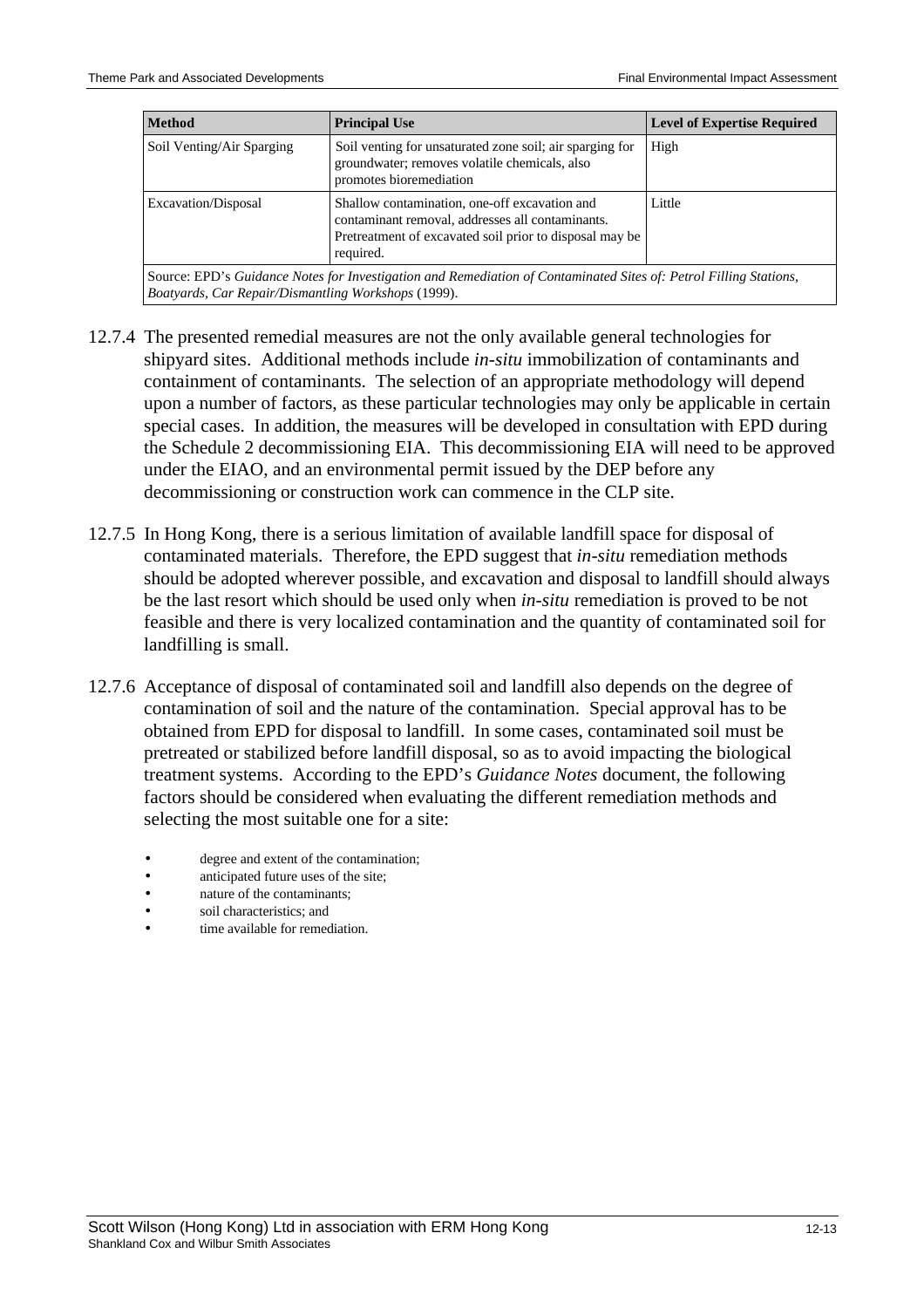| Method | Principal Use | Level of Expertise Required |
|---|---|---|
| Soil Venting/Air Sparging | Soil venting for unsaturated zone soil; air sparging for groundwater; removes volatile chemicals, also promotes bioremediation | High |
| Excavation/Disposal | Shallow contamination, one-off excavation and contaminant removal, addresses all contaminants. Pretreatment of excavated soil prior to disposal may be required. | Little |
| Source: EPD's *Guidance Notes for Investigation and Remediation of Contaminated Sites of: Petrol Filling Stations, Boatyards, Car Repair/Dismantling Workshops* (1999). | | |

12.7.4 The presented remedial measures are not the only available general technologies for shipyard sites. Additional methods include *in-situ* immobilization of contaminants and containment of contaminants. The selection of an appropriate methodology will depend upon a number of factors, as these particular technologies may only be applicable in certain special cases. In addition, the measures will be developed in consultation with EPD during the Schedule 2 decommissioning EIA. This decommissioning EIA will need to be approved under the EIAO, and an environmental permit issued by the DEP before any decommissioning or construction work can commence in the CLP site.

12.7.5 In Hong Kong, there is a serious limitation of available landfill space for disposal of contaminated materials. Therefore, the EPD suggest that *in-situ* remediation methods should be adopted wherever possible, and excavation and disposal to landfill should always be the last resort which should be used only when *in-situ* remediation is proved to be not feasible and there is very localized contamination and the quantity of contaminated soil for landfilling is small.

12.7.6 Acceptance of disposal of contaminated soil and landfill also depends on the degree of contamination of soil and the nature of the contamination. Special approval has to be obtained from EPD for disposal to landfill. In some cases, contaminated soil must be pretreated or stabilized before landfill disposal, so as to avoid impacting the biological treatment systems. According to the EPD's *Guidance Notes* document, the following factors should be considered when evaluating the different remediation methods and selecting the most suitable one for a site:

- degree and extent of the contamination;
- anticipated future uses of the site;
- nature of the contaminants;
- soil characteristics; and
- time available for remediation.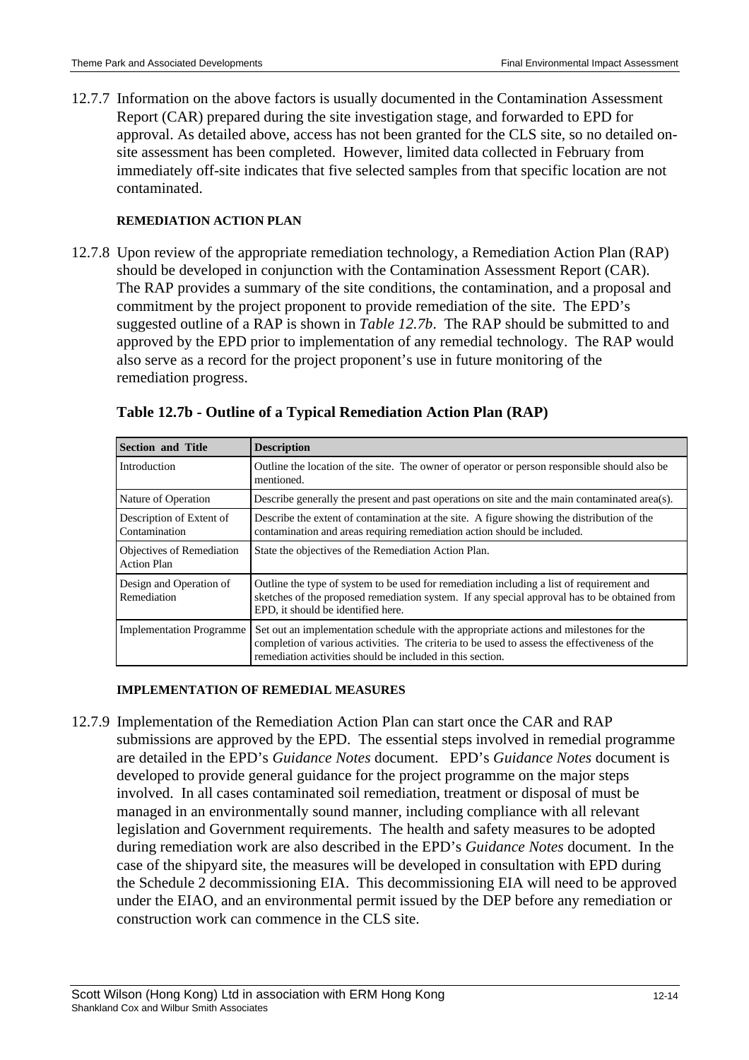12.7.7 Information on the above factors is usually documented in the Contamination Assessment Report (CAR) prepared during the site investigation stage, and forwarded to EPD for approval. As detailed above, access has not been granted for the CLS site, so no detailed on-site assessment has been completed. However, limited data collected in February from immediately off-site indicates that five selected samples from that specific location are not contaminated.

**REMEDIATION ACTION PLAN**

12.7.8 Upon review of the appropriate remediation technology, a Remediation Action Plan (RAP) should be developed in conjunction with the Contamination Assessment Report (CAR). The RAP provides a summary of the site conditions, the contamination, and a proposal and commitment by the project proponent to provide remediation of the site. The EPD's suggested outline of a RAP is shown in *Table 12.7b*. The RAP should be submitted to and approved by the EPD prior to implementation of any remedial technology. The RAP would also serve as a record for the project proponent's use in future monitoring of the remediation progress.

**Table 12.7b - Outline of a Typical Remediation Action Plan (RAP)**

| Section and Title | Description |
|---|---|
| Introduction | Outline the location of the site. The owner of operator or person responsible should also be mentioned. |
| Nature of Operation | Describe generally the present and past operations on site and the main contaminated area(s). |
| Description of Extent of Contamination | Describe the extent of contamination at the site. A figure showing the distribution of the contamination and areas requiring remediation action should be included. |
| Objectives of Remediation Action Plan | State the objectives of the Remediation Action Plan. |
| Design and Operation of Remediation | Outline the type of system to be used for remediation including a list of requirement and sketches of the proposed remediation system. If any special approval has to be obtained from EPD, it should be identified here. |
| Implementation Programme | Set out an implementation schedule with the appropriate actions and milestones for the completion of various activities. The criteria to be used to assess the effectiveness of the remediation activities should be included in this section. |

**IMPLEMENTATION OF REMEDIAL MEASURES**

12.7.9 Implementation of the Remediation Action Plan can start once the CAR and RAP submissions are approved by the EPD. The essential steps involved in remedial programme are detailed in the EPD's *Guidance Notes* document. EPD's *Guidance Notes* document is developed to provide general guidance for the project programme on the major steps involved. In all cases contaminated soil remediation, treatment or disposal of must be managed in an environmentally sound manner, including compliance with all relevant legislation and Government requirements. The health and safety measures to be adopted during remediation work are also described in the EPD's *Guidance Notes* document. In the case of the shipyard site, the measures will be developed in consultation with EPD during the Schedule 2 decommissioning EIA. This decommissioning EIA will need to be approved under the EIAO, and an environmental permit issued by the DEP before any remediation or construction work can commence in the CLS site.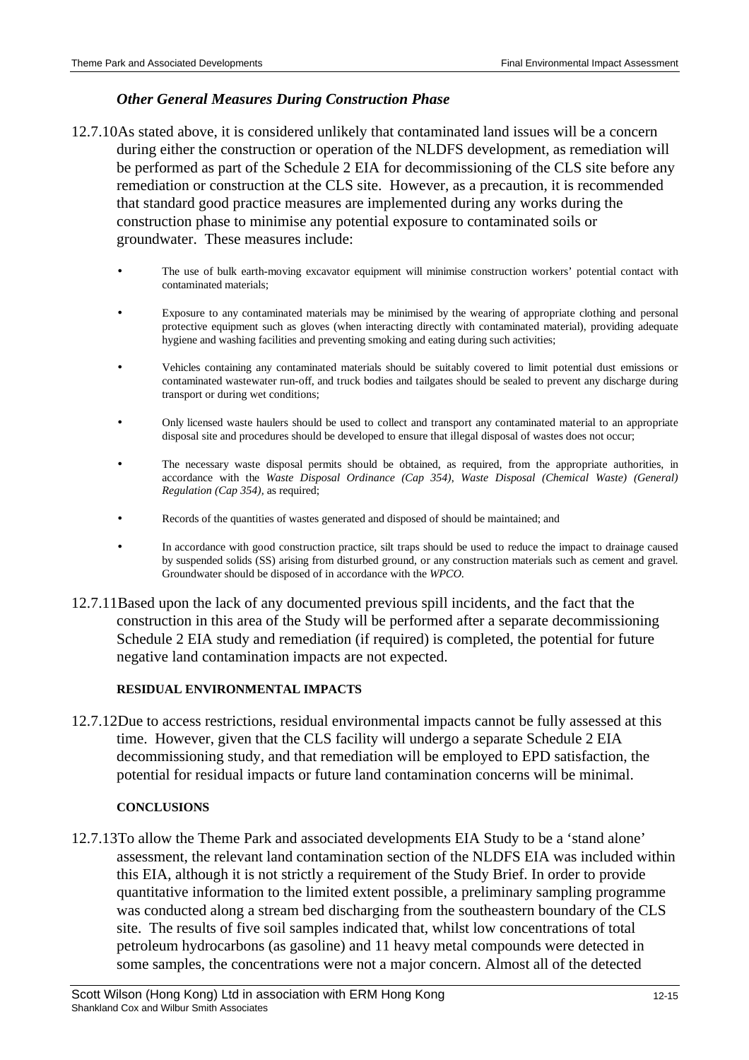### *Other General Measures During Construction Phase*

12.7.10 As stated above, it is considered unlikely that contaminated land issues will be a concern during either the construction or operation of the NLDFS development, as remediation will be performed as part of the Schedule 2 EIA for decommissioning of the CLS site before any remediation or construction at the CLS site. However, as a precaution, it is recommended that standard good practice measures are implemented during any works during the construction phase to minimise any potential exposure to contaminated soils or groundwater. These measures include:

- The use of bulk earth-moving excavator equipment will minimise construction workers' potential contact with contaminated materials;
- Exposure to any contaminated materials may be minimised by the wearing of appropriate clothing and personal protective equipment such as gloves (when interacting directly with contaminated material), providing adequate hygiene and washing facilities and preventing smoking and eating during such activities;
- Vehicles containing any contaminated materials should be suitably covered to limit potential dust emissions or contaminated wastewater run-off, and truck bodies and tailgates should be sealed to prevent any discharge during transport or during wet conditions;
- Only licensed waste haulers should be used to collect and transport any contaminated material to an appropriate disposal site and procedures should be developed to ensure that illegal disposal of wastes does not occur;
- The necessary waste disposal permits should be obtained, as required, from the appropriate authorities, in accordance with the *Waste Disposal Ordinance (Cap 354)*, *Waste Disposal (Chemical Waste) (General) Regulation (Cap 354)*, as required;
- Records of the quantities of wastes generated and disposed of should be maintained; and
- In accordance with good construction practice, silt traps should be used to reduce the impact to drainage caused by suspended solids (SS) arising from disturbed ground, or any construction materials such as cement and gravel. Groundwater should be disposed of in accordance with the *WPCO*.

12.7.11 Based upon the lack of any documented previous spill incidents, and the fact that the construction in this area of the Study will be performed after a separate decommissioning Schedule 2 EIA study and remediation (if required) is completed, the potential for future negative land contamination impacts are not expected.

#### RESIDUAL ENVIRONMENTAL IMPACTS

12.7.12 Due to access restrictions, residual environmental impacts cannot be fully assessed at this time. However, given that the CLS facility will undergo a separate Schedule 2 EIA decommissioning study, and that remediation will be employed to EPD satisfaction, the potential for residual impacts or future land contamination concerns will be minimal.

#### CONCLUSIONS

12.7.13 To allow the Theme Park and associated developments EIA Study to be a 'stand alone' assessment, the relevant land contamination section of the NLDFS EIA was included within this EIA, although it is not strictly a requirement of the Study Brief. In order to provide quantitative information to the limited extent possible, a preliminary sampling programme was conducted along a stream bed discharging from the southeastern boundary of the CLS site. The results of five soil samples indicated that, whilst low concentrations of total petroleum hydrocarbons (as gasoline) and 11 heavy metal compounds were detected in some samples, the concentrations were not a major concern. Almost all of the detected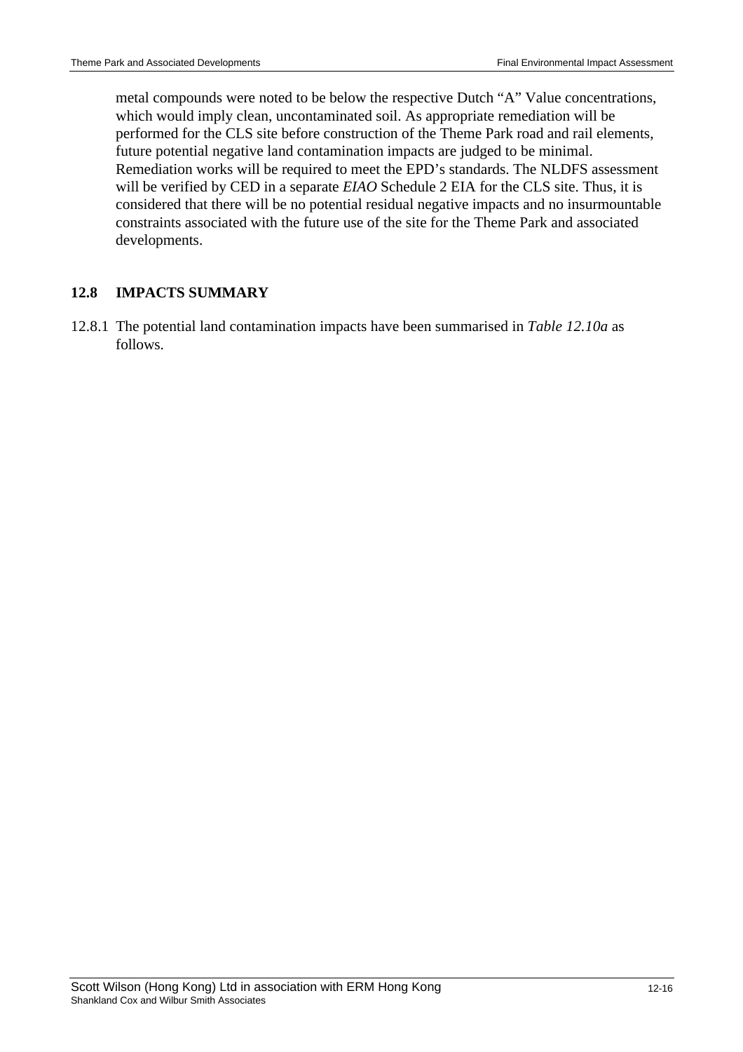metal compounds were noted to be below the respective Dutch “A” Value concentrations, which would imply clean, uncontaminated soil. As appropriate remediation will be performed for the CLS site before construction of the Theme Park road and rail elements, future potential negative land contamination impacts are judged to be minimal. Remediation works will be required to meet the EPD’s standards. The NLDFS assessment will be verified by CED in a separate *EIAO* Schedule 2 EIA for the CLS site. Thus, it is considered that there will be no potential residual negative impacts and no insurmountable constraints associated with the future use of the site for the Theme Park and associated developments.

## 12.8 IMPACTS SUMMARY

12.8.1 The potential land contamination impacts have been summarised in *Table 12.10a* as follows.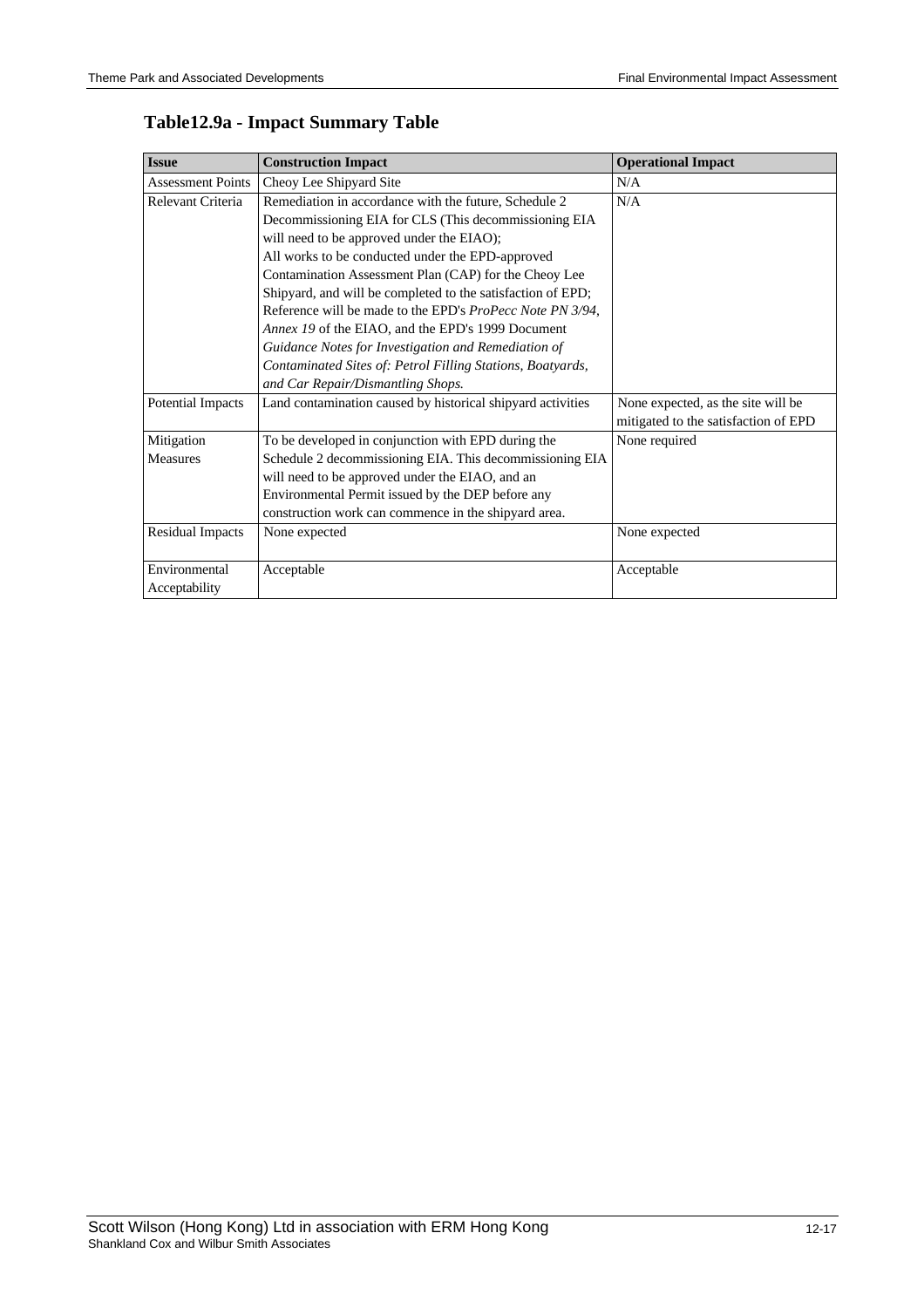## Table12.9a - Impact Summary Table

| Issue | Construction Impact | Operational Impact |
|---|---|---|
| Assessment Points | Cheoy Lee Shipyard Site | N/A |
| Relevant Criteria | Remediation in accordance with the future, Schedule 2 Decommissioning EIA for CLS (This decommissioning EIA will need to be approved under the EIAO); All works to be conducted under the EPD-approved Contamination Assessment Plan (CAP) for the Cheoy Lee Shipyard, and will be completed to the satisfaction of EPD; Reference will be made to the EPD's *ProPecc Note PN 3/94*, *Annex 19* of the EIAO, and the EPD's 1999 Document *Guidance Notes for Investigation and Remediation of Contaminated Sites of: Petrol Filling Stations, Boatyards, and Car Repair/Dismantling Shops.* | N/A |
| Potential Impacts | Land contamination caused by historical shipyard activities | None expected, as the site will be mitigated to the satisfaction of EPD |
| Mitigation Measures | To be developed in conjunction with EPD during the Schedule 2 decommissioning EIA. This decommissioning EIA will need to be approved under the EIAO, and an Environmental Permit issued by the DEP before any construction work can commence in the shipyard area. | None required |
| Residual Impacts | None expected | None expected |
| Environmental Acceptability | Acceptable | Acceptable |